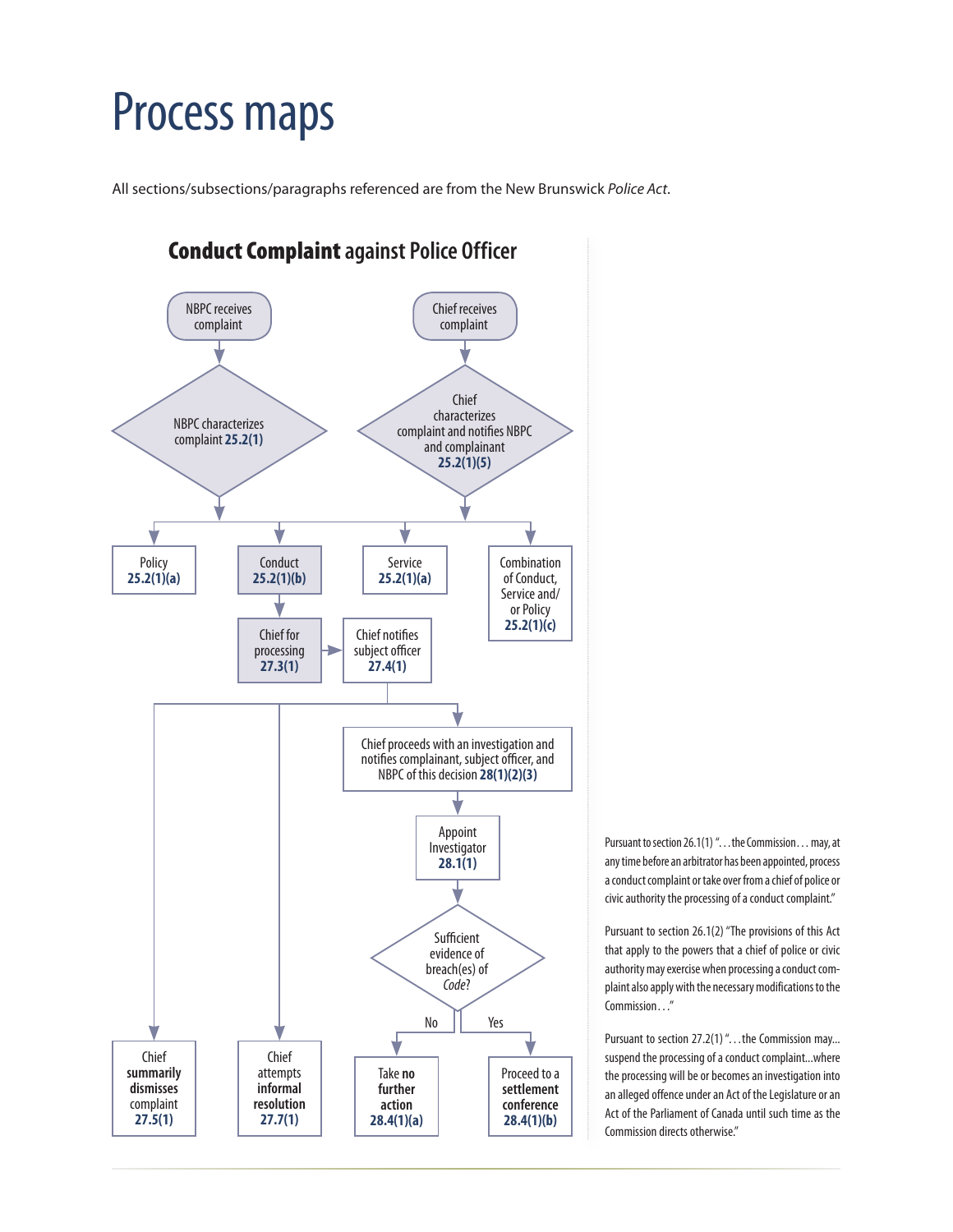# Process maps

All sections/subsections/paragraphs referenced are from the New Brunswick *Police Act*.

## **Conduct Complaint** against Police Officer

- NBPC receives complaint → NBPC characterizes complaint **25.2(1)**
- Chief receives complaint → Chief characterizes complaint and notifies NBPC and complainant **25.2(1)(5)**

Characterization outcomes:

- Policy **25.2(1)(a)**
- Conduct **25.2(1)(b)**
- Service **25.2(1)(a)**
- Combination of Conduct, Service and/or Policy **25.2(1)(c)**

Conduct **25.2(1)(b)** → Chief for processing **27.3(1)** → Chief notifies subject officer **27.4(1)**, then one of:

- Chief **summarily dismisses** complaint **27.5(1)**
- Chief attempts **informal resolution** **27.7(1)**
- Chief proceeds with an investigation and notifies complainant, subject officer, and NBPC of this decision **28(1)(2)(3)** → Appoint Investigator **28.1(1)** → Sufficient evidence of breach(es) of *Code*?
  - No → Take **no further action** **28.4(1)(a)**
  - Yes → Proceed to a **settlement conference** **28.4(1)(b)**

Pursuant to section 26.1(1) "…the Commission… may, at any time before an arbitrator has been appointed, process a conduct complaint or take over from a chief of police or civic authority the processing of a conduct complaint."

Pursuant to section 26.1(2) "The provisions of this Act that apply to the powers that a chief of police or civic authority may exercise when processing a conduct complaint also apply with the necessary modifications to the Commission…"

Pursuant to section 27.2(1) "…the Commission may… suspend the processing of a conduct complaint…where the processing will be or becomes an investigation into an alleged offence under an Act of the Legislature or an Act of the Parliament of Canada until such time as the Commission directs otherwise."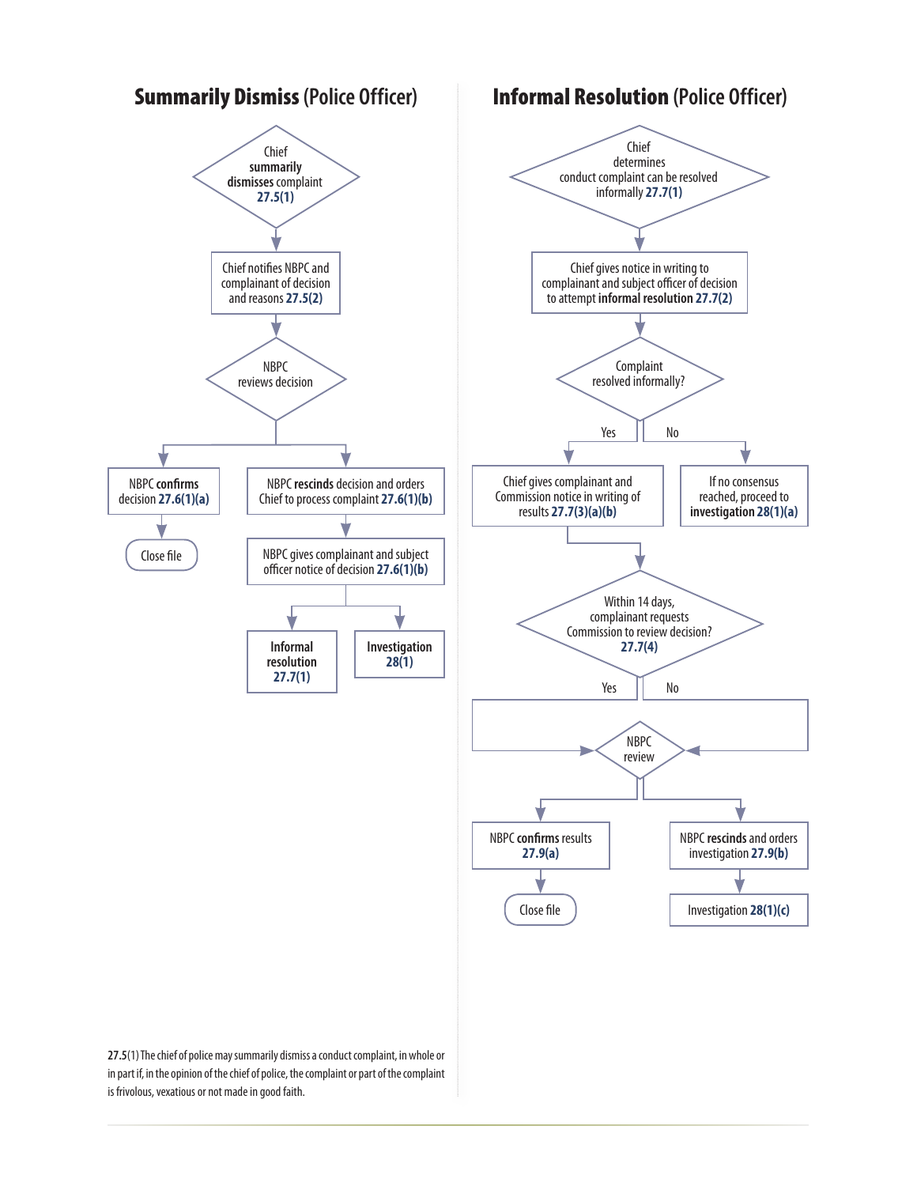## **Summarily Dismiss** (Police Officer)

- Chief **summarily dismisses** complaint **27.5(1)**
- Chief notifies NBPC and complainant of decision and reasons **27.5(2)**
- NBPC reviews decision
  - NBPC **confirms** decision **27.6(1)(a)**
    - Close file
  - NBPC **rescinds** decision and orders Chief to process complaint **27.6(1)(b)**
    - NBPC gives complainant and subject officer notice of decision **27.6(1)(b)**
      - **Informal resolution 27.7(1)**
      - **Investigation 28(1)**

## **Informal Resolution** (Police Officer)

- Chief determines conduct complaint can be resolved informally **27.7(1)**
- Chief gives notice in writing to complainant and subject officer of decision to attempt **informal resolution 27.7(2)**
- Complaint resolved informally?
  - Yes: Chief gives complainant and Commission notice in writing of results **27.7(3)(a)(b)**
    - Within 14 days, complainant requests Commission to review decision? **27.7(4)**
      - Yes / No: NBPC review
        - NBPC **confirms** results **27.9(a)**
          - Close file
        - NBPC **rescinds** and orders investigation **27.9(b)**
          - Investigation **28(1)(c)**
  - No: If no consensus reached, proceed to **investigation 28(1)(a)**

**27.5**(1) The chief of police may summarily dismiss a conduct complaint, in whole or in part if, in the opinion of the chief of police, the complaint or part of the complaint is frivolous, vexatious or not made in good faith.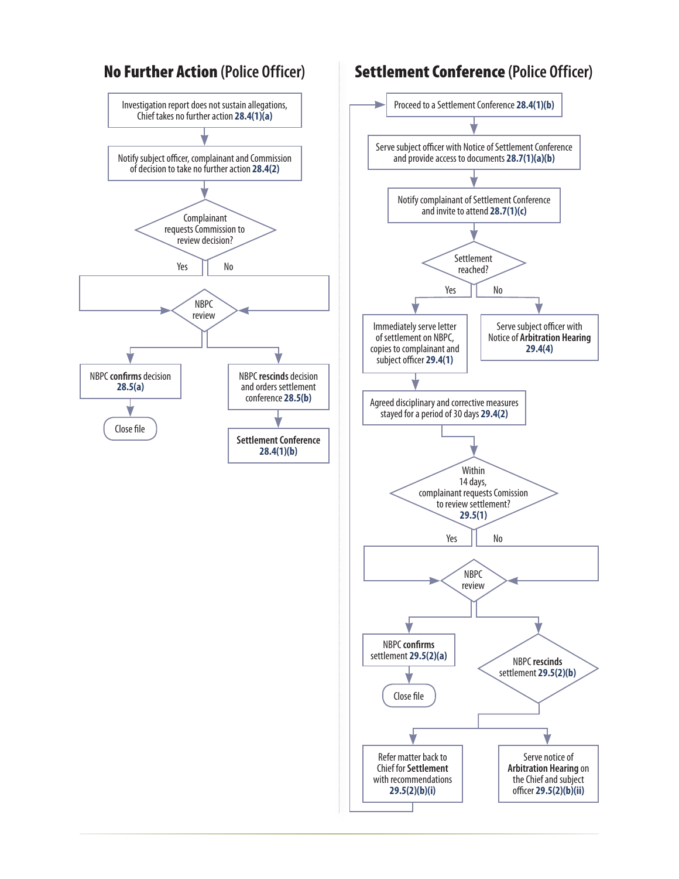## **No Further Action** (Police Officer)

Investigation report does not sustain allegations, Chief takes no further action **28.4(1)(a)**

Notify subject officer, complainant and Commission of decision to take no further action **28.4(2)**

Complainant requests Commission to review decision?

Yes

No

NBPC review

NBPC **confirms** decision **28.5(a)**

Close file

NBPC **rescinds** decision and orders settlement conference **28.5(b)**

**Settlement Conference 28.4(1)(b)**

## **Settlement Conference** (Police Officer)

Proceed to a Settlement Conference **28.4(1)(b)**

Serve subject officer with Notice of Settlement Conference and provide access to documents **28.7(1)(a)(b)**

Notify complainant of Settlement Conference and invite to attend **28.7(1)(c)**

Settlement reached?

Yes

No

Immediately serve letter of settlement on NBPC, copies to complainant and subject officer **29.4(1)**

Serve subject officer with Notice of **Arbitration Hearing 29.4(4)**

Agreed disciplinary and corrective measures stayed for a period of 30 days **29.4(2)**

Within 14 days, complainant requests Comission to review settlement? **29.5(1)**

Yes

No

NBPC review

NBPC **confirms** settlement **29.5(2)(a)**

Close file

NBPC **rescinds** settlement **29.5(2)(b)**

Refer matter back to Chief for **Settlement** with recommendations **29.5(2)(b)(i)**

Serve notice of **Arbitration Hearing** on the Chief and subject officer **29.5(2)(b)(ii)**